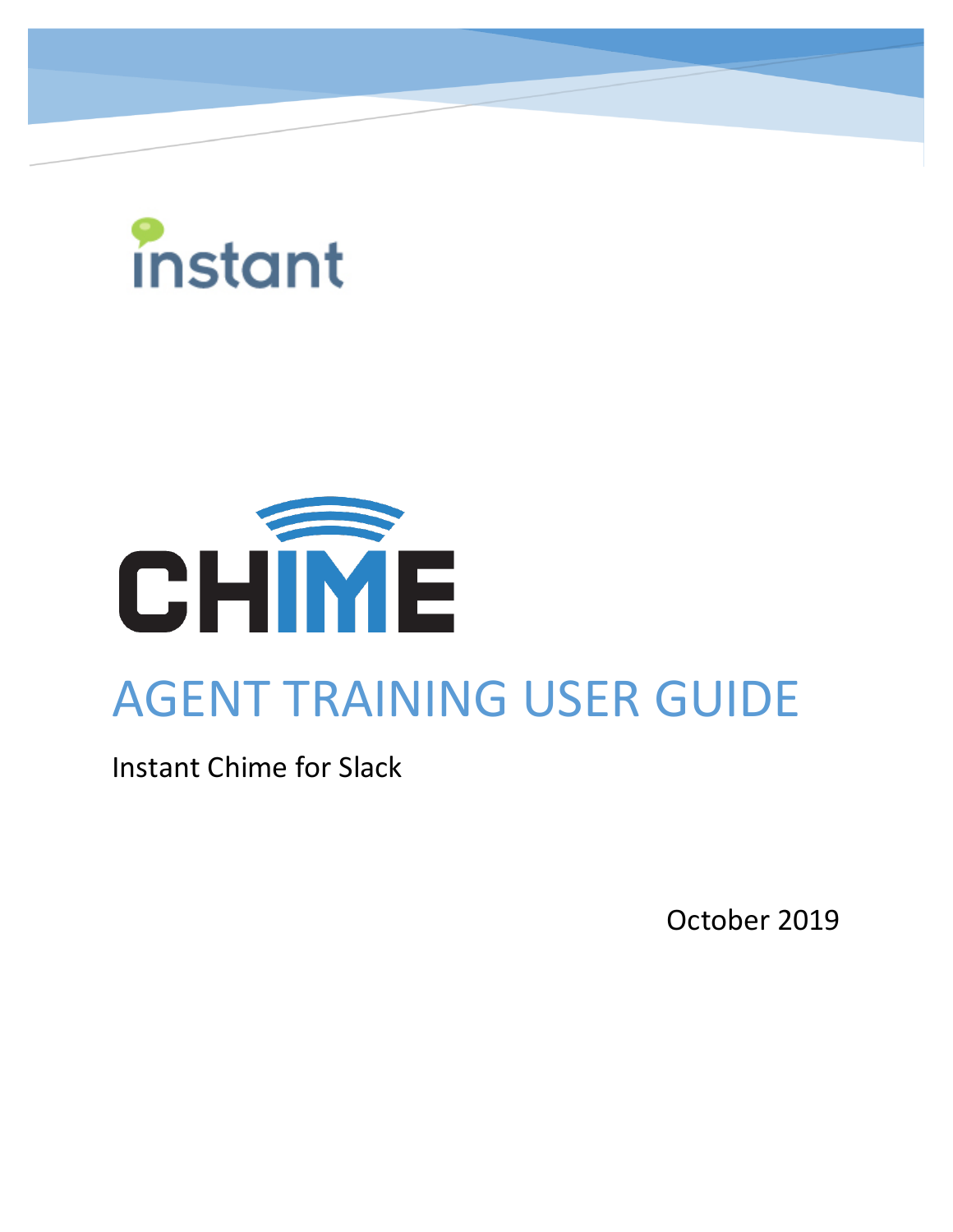instant

CHIME

# AGENT TRAINING USER GUIDE

Instant Chime for Slack

October 2019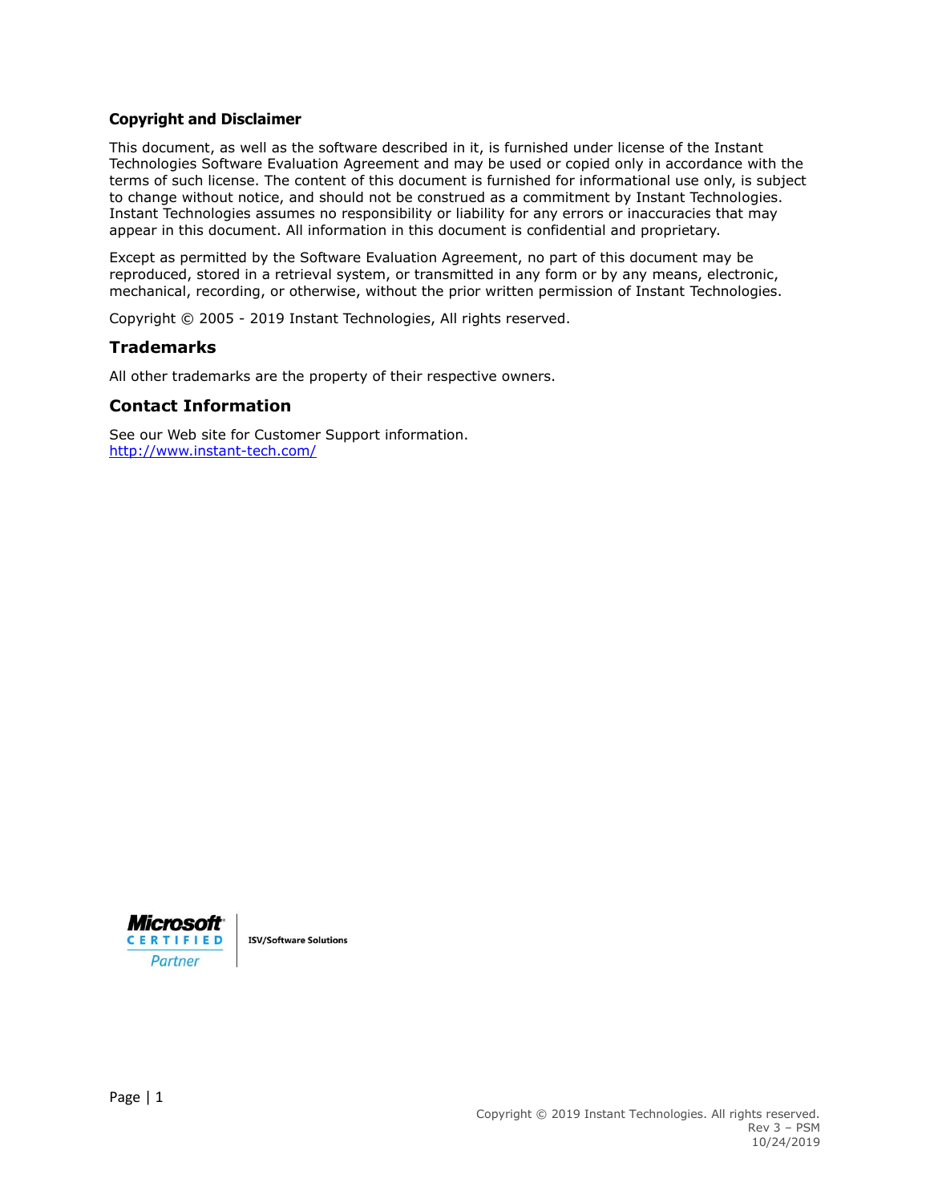**Copyright and Disclaimer**

This document, as well as the software described in it, is furnished under license of the Instant Technologies Software Evaluation Agreement and may be used or copied only in accordance with the terms of such license. The content of this document is furnished for informational use only, is subject to change without notice, and should not be construed as a commitment by Instant Technologies. Instant Technologies assumes no responsibility or liability for any errors or inaccuracies that may appear in this document. All information in this document is confidential and proprietary.

Except as permitted by the Software Evaluation Agreement, no part of this document may be reproduced, stored in a retrieval system, or transmitted in any form or by any means, electronic, mechanical, recording, or otherwise, without the prior written permission of Instant Technologies.

Copyright © 2005 - 2019 Instant Technologies, All rights reserved.

## Trademarks

All other trademarks are the property of their respective owners.

## Contact Information

See our Web site for Customer Support information.
http://www.instant-tech.com/

Microsoft CERTIFIED Partner | ISV/Software Solutions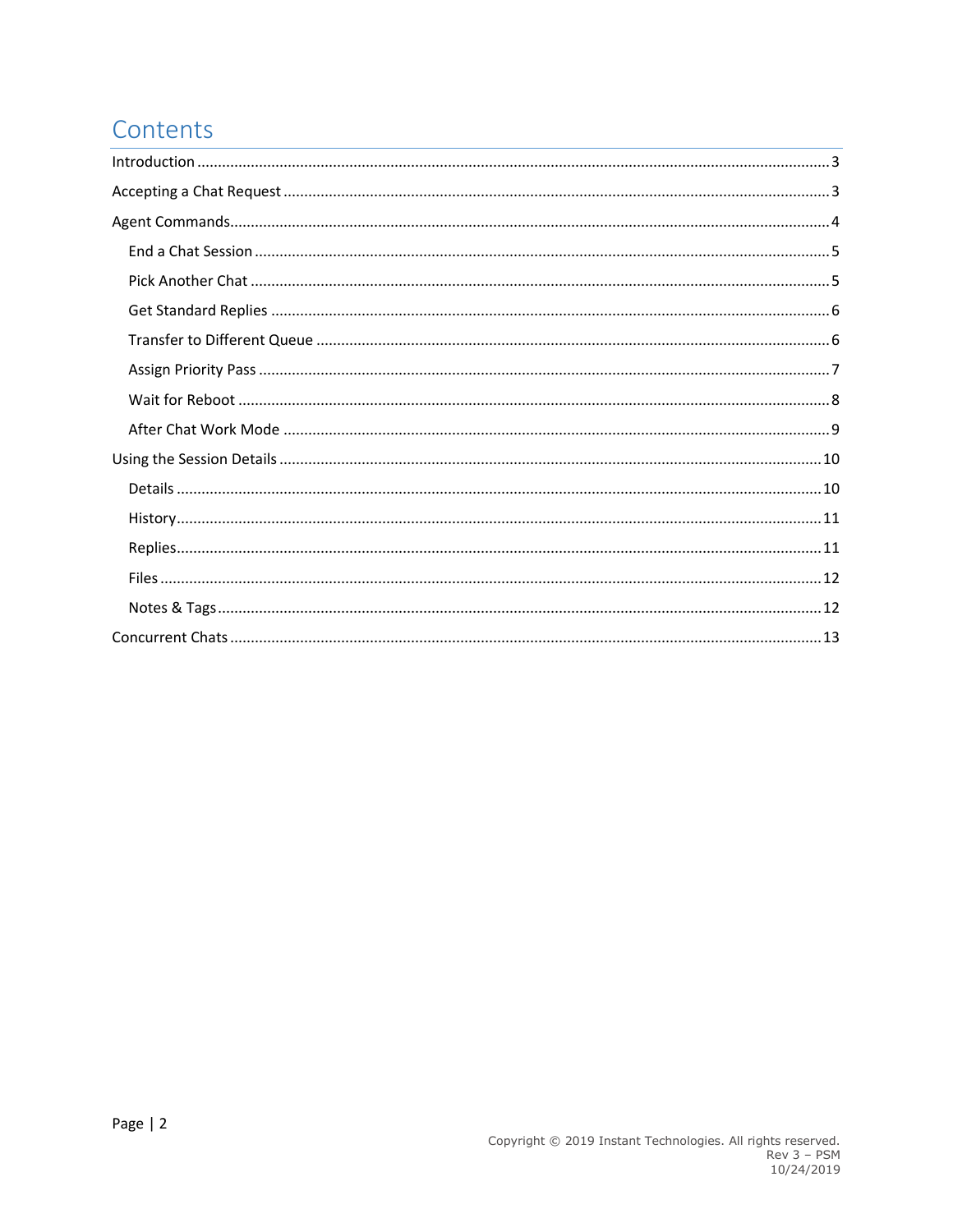# Contents

- Introduction ........ 3
- Accepting a Chat Request ........ 3
- Agent Commands ........ 4
  - End a Chat Session ........ 5
  - Pick Another Chat ........ 5
  - Get Standard Replies ........ 6
  - Transfer to Different Queue ........ 6
  - Assign Priority Pass ........ 7
  - Wait for Reboot ........ 8
  - After Chat Work Mode ........ 9
- Using the Session Details ........ 10
  - Details ........ 10
  - History ........ 11
  - Replies ........ 11
  - Files ........ 12
  - Notes & Tags ........ 12
- Concurrent Chats ........ 13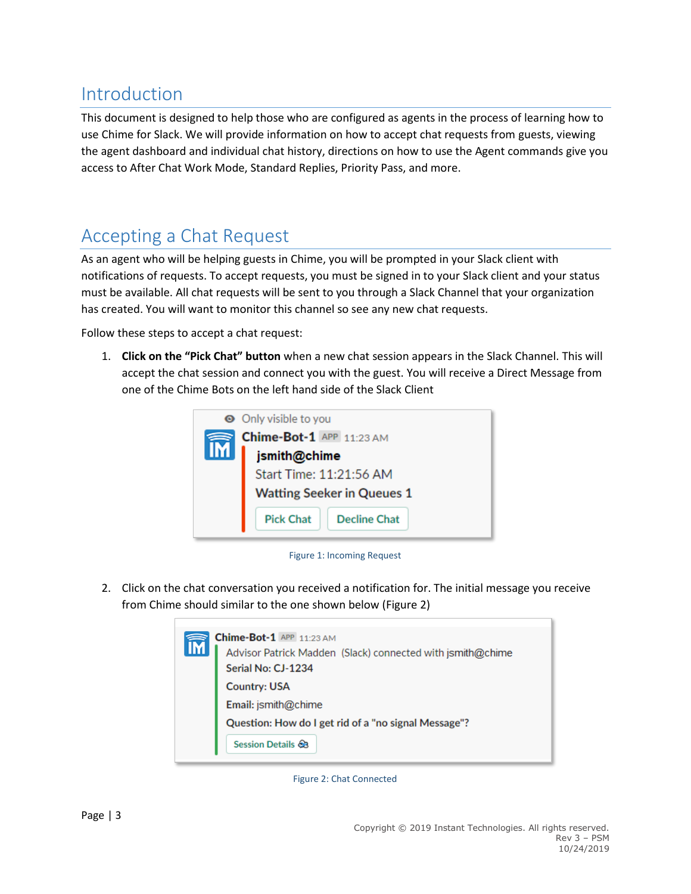# Introduction

This document is designed to help those who are configured as agents in the process of learning how to use Chime for Slack. We will provide information on how to accept chat requests from guests, viewing the agent dashboard and individual chat history, directions on how to use the Agent commands give you access to After Chat Work Mode, Standard Replies, Priority Pass, and more.

# Accepting a Chat Request

As an agent who will be helping guests in Chime, you will be prompted in your Slack client with notifications of requests. To accept requests, you must be signed in to your Slack client and your status must be available. All chat requests will be sent to you through a Slack Channel that your organization has created. You will want to monitor this channel so see any new chat requests.

Follow these steps to accept a chat request:

1. **Click on the "Pick Chat" button** when a new chat session appears in the Slack Channel. This will accept the chat session and connect you with the guest. You will receive a Direct Message from one of the Chime Bots on the left hand side of the Slack Client

Figure 1: Incoming Request

2. Click on the chat conversation you received a notification for. The initial message you receive from Chime should similar to the one shown below (Figure 2)

Figure 2: Chat Connected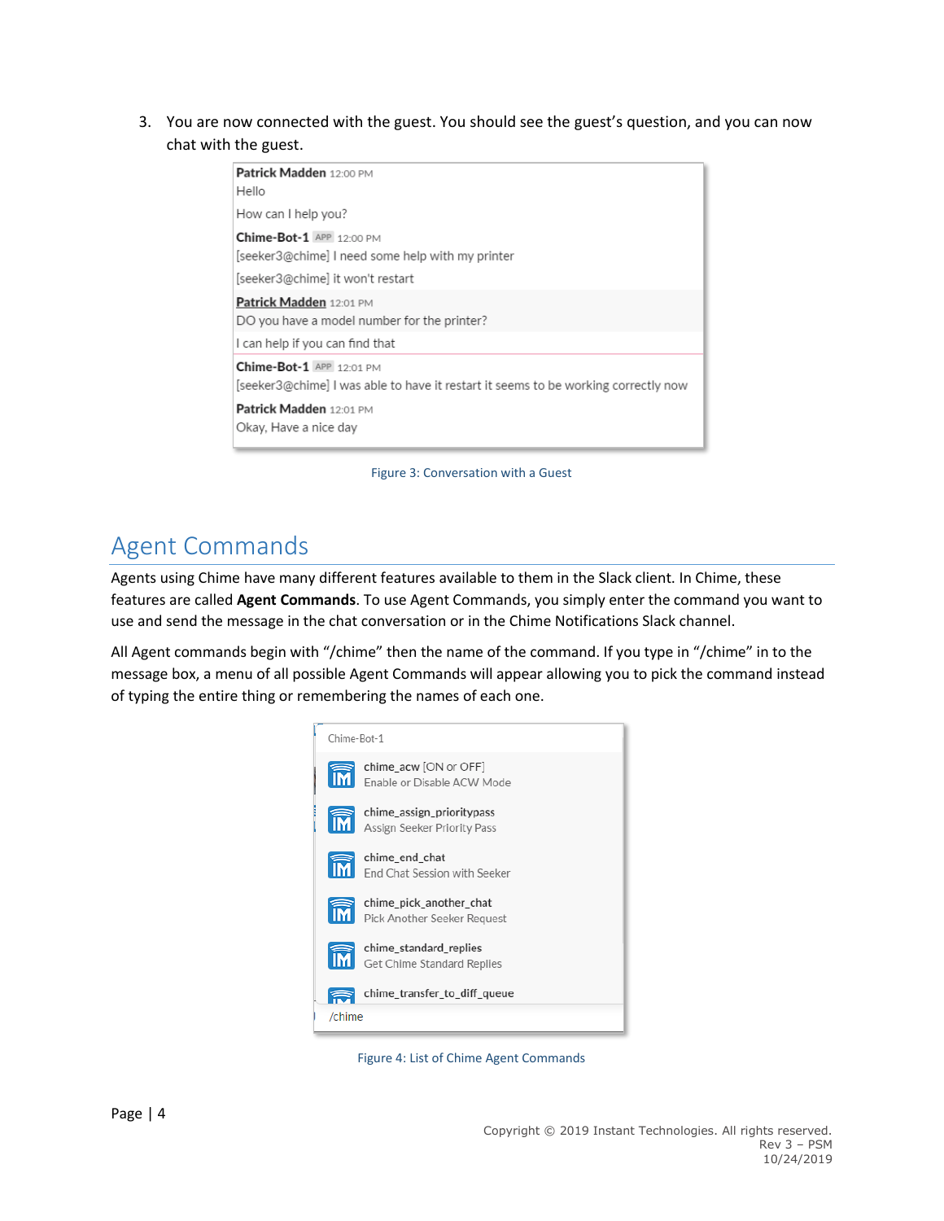3. You are now connected with the guest. You should see the guest's question, and you can now chat with the guest.

Patrick Madden 12:00 PM
Hello
How can I help you?
Chime-Bot-1 APP 12:00 PM
[seeker3@chime] I need some help with my printer
[seeker3@chime] it won't restart
Patrick Madden 12:01 PM
DO you have a model number for the printer?
I can help if you can find that
Chime-Bot-1 APP 12:01 PM
[seeker3@chime] I was able to have it restart it seems to be working correctly now
Patrick Madden 12:01 PM
Okay, Have a nice day

Figure 3: Conversation with a Guest

## Agent Commands

Agents using Chime have many different features available to them in the Slack client. In Chime, these features are called **Agent Commands**. To use Agent Commands, you simply enter the command you want to use and send the message in the chat conversation or in the Chime Notifications Slack channel.

All Agent commands begin with "/chime" then the name of the command. If you type in "/chime" in to the message box, a menu of all possible Agent Commands will appear allowing you to pick the command instead of typing the entire thing or remembering the names of each one.

Chime-Bot-1
chime_acw [ON or OFF]
Enable or Disable ACW Mode
chime_assign_prioritypass
Assign Seeker Priority Pass
chime_end_chat
End Chat Session with Seeker
chime_pick_another_chat
Pick Another Seeker Request
chime_standard_replies
Get Chime Standard Replies
chime_transfer_to_diff_queue
/chime

Figure 4: List of Chime Agent Commands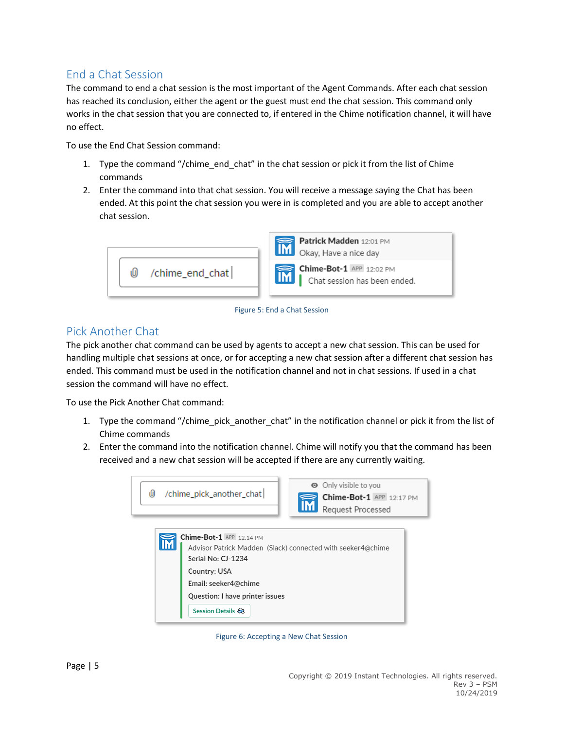## End a Chat Session

The command to end a chat session is the most important of the Agent Commands. After each chat session has reached its conclusion, either the agent or the guest must end the chat session. This command only works in the chat session that you are connected to, if entered in the Chime notification channel, it will have no effect.

To use the End Chat Session command:

1. Type the command "/chime_end_chat" in the chat session or pick it from the list of Chime commands
2. Enter the command into that chat session. You will receive a message saying the Chat has been ended. At this point the chat session you were in is completed and you are able to accept another chat session.

Figure 5: End a Chat Session

## Pick Another Chat

The pick another chat command can be used by agents to accept a new chat session. This can be used for handling multiple chat sessions at once, or for accepting a new chat session after a different chat session has ended. This command must be used in the notification channel and not in chat sessions. If used in a chat session the command will have no effect.

To use the Pick Another Chat command:

1. Type the command "/chime_pick_another_chat" in the notification channel or pick it from the list of Chime commands
2. Enter the command into the notification channel. Chime will notify you that the command has been received and a new chat session will be accepted if there are any currently waiting.

Figure 6: Accepting a New Chat Session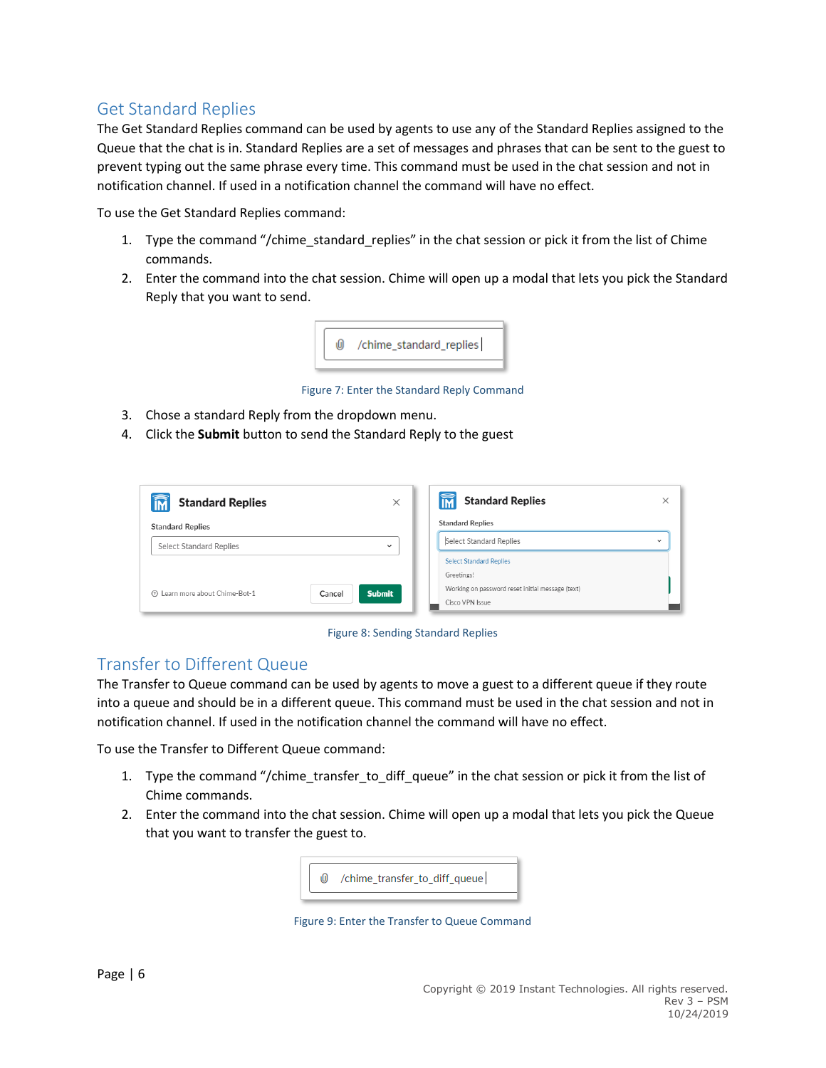## Get Standard Replies

The Get Standard Replies command can be used by agents to use any of the Standard Replies assigned to the Queue that the chat is in. Standard Replies are a set of messages and phrases that can be sent to the guest to prevent typing out the same phrase every time. This command must be used in the chat session and not in notification channel. If used in a notification channel the command will have no effect.

To use the Get Standard Replies command:

1. Type the command "/chime_standard_replies" in the chat session or pick it from the list of Chime commands.
2. Enter the command into the chat session. Chime will open up a modal that lets you pick the Standard Reply that you want to send.

Figure 7: Enter the Standard Reply Command

3. Chose a standard Reply from the dropdown menu.
4. Click the **Submit** button to send the Standard Reply to the guest

Figure 8: Sending Standard Replies

## Transfer to Different Queue

The Transfer to Queue command can be used by agents to move a guest to a different queue if they route into a queue and should be in a different queue. This command must be used in the chat session and not in notification channel. If used in the notification channel the command will have no effect.

To use the Transfer to Different Queue command:

1. Type the command "/chime_transfer_to_diff_queue" in the chat session or pick it from the list of Chime commands.
2. Enter the command into the chat session. Chime will open up a modal that lets you pick the Queue that you want to transfer the guest to.

Figure 9: Enter the Transfer to Queue Command

Copyright © 2019 Instant Technologies. All rights reserved.
Rev 3 – PSM
10/24/2019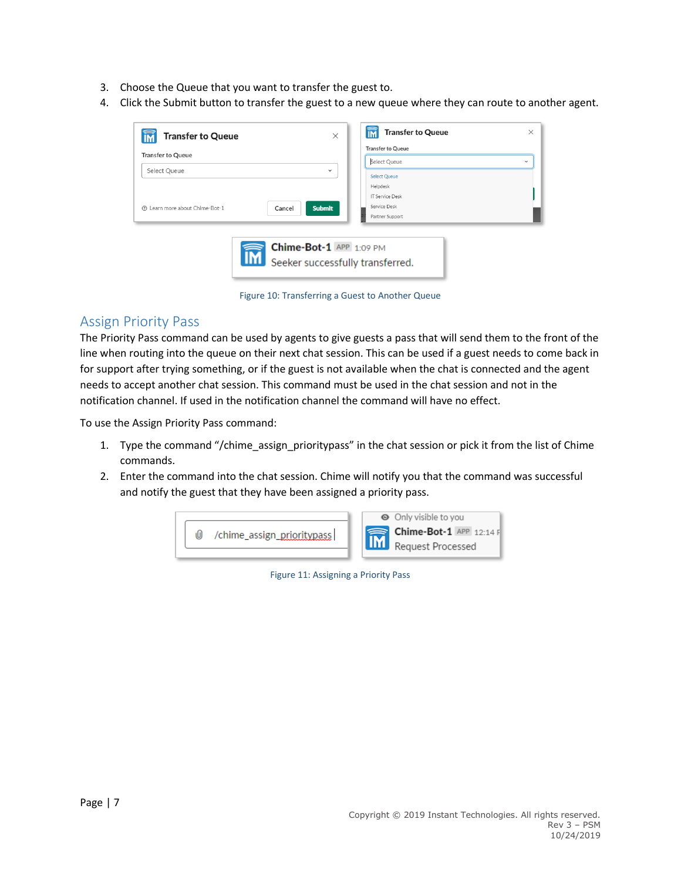3. Choose the Queue that you want to transfer the guest to.
4. Click the Submit button to transfer the guest to a new queue where they can route to another agent.

Figure 10: Transferring a Guest to Another Queue

## Assign Priority Pass

The Priority Pass command can be used by agents to give guests a pass that will send them to the front of the line when routing into the queue on their next chat session. This can be used if a guest needs to come back in for support after trying something, or if the guest is not available when the chat is connected and the agent needs to accept another chat session. This command must be used in the chat session and not in the notification channel. If used in the notification channel the command will have no effect.

To use the Assign Priority Pass command:

1. Type the command "/chime_assign_prioritypass" in the chat session or pick it from the list of Chime commands.
2. Enter the command into the chat session. Chime will notify you that the command was successful and notify the guest that they have been assigned a priority pass.

Figure 11: Assigning a Priority Pass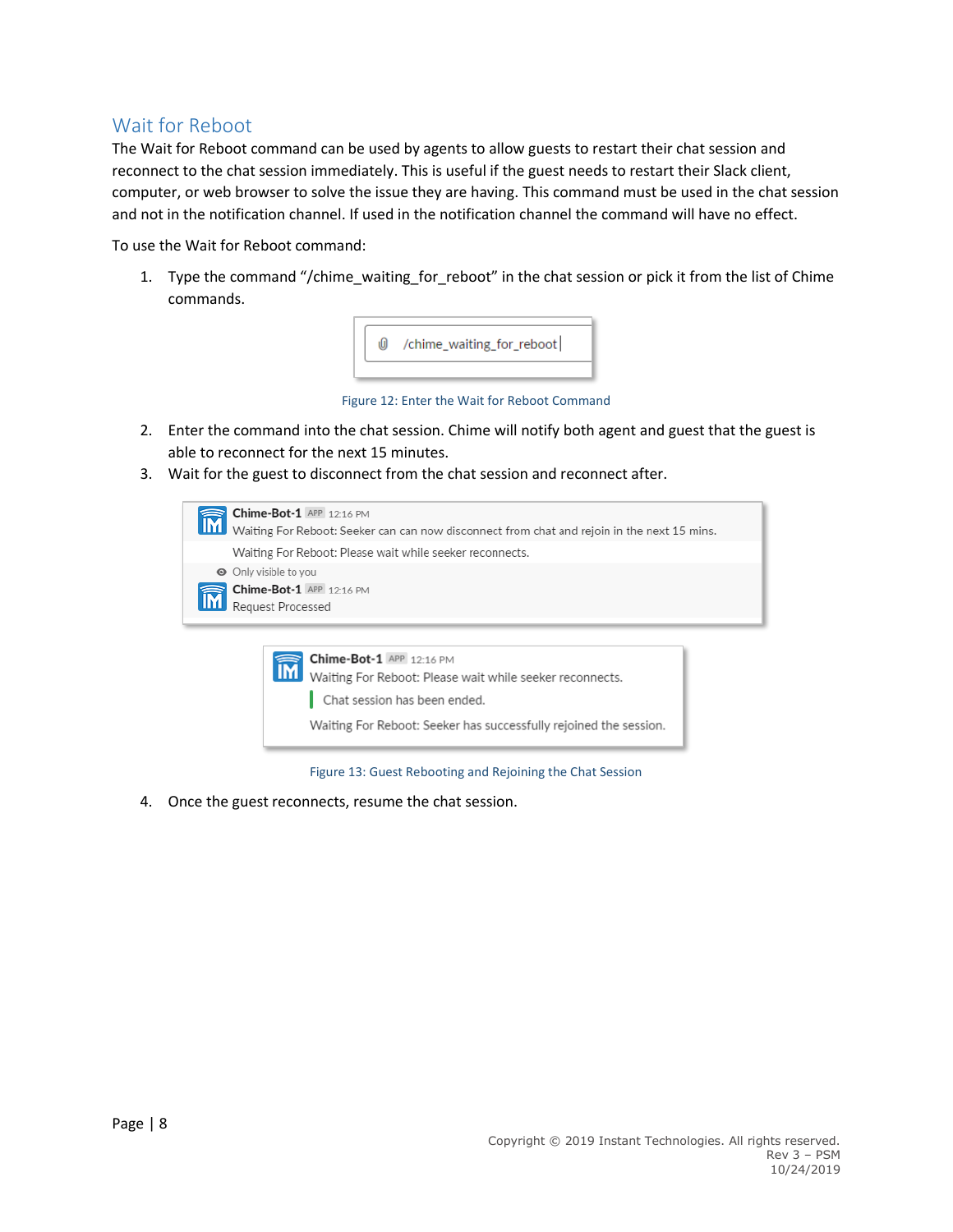## Wait for Reboot

The Wait for Reboot command can be used by agents to allow guests to restart their chat session and reconnect to the chat session immediately. This is useful if the guest needs to restart their Slack client, computer, or web browser to solve the issue they are having. This command must be used in the chat session and not in the notification channel. If used in the notification channel the command will have no effect.

To use the Wait for Reboot command:

1. Type the command "/chime_waiting_for_reboot" in the chat session or pick it from the list of Chime commands.

Figure 12: Enter the Wait for Reboot Command

2. Enter the command into the chat session. Chime will notify both agent and guest that the guest is able to reconnect for the next 15 minutes.
3. Wait for the guest to disconnect from the chat session and reconnect after.

Figure 13: Guest Rebooting and Rejoining the Chat Session

4. Once the guest reconnects, resume the chat session.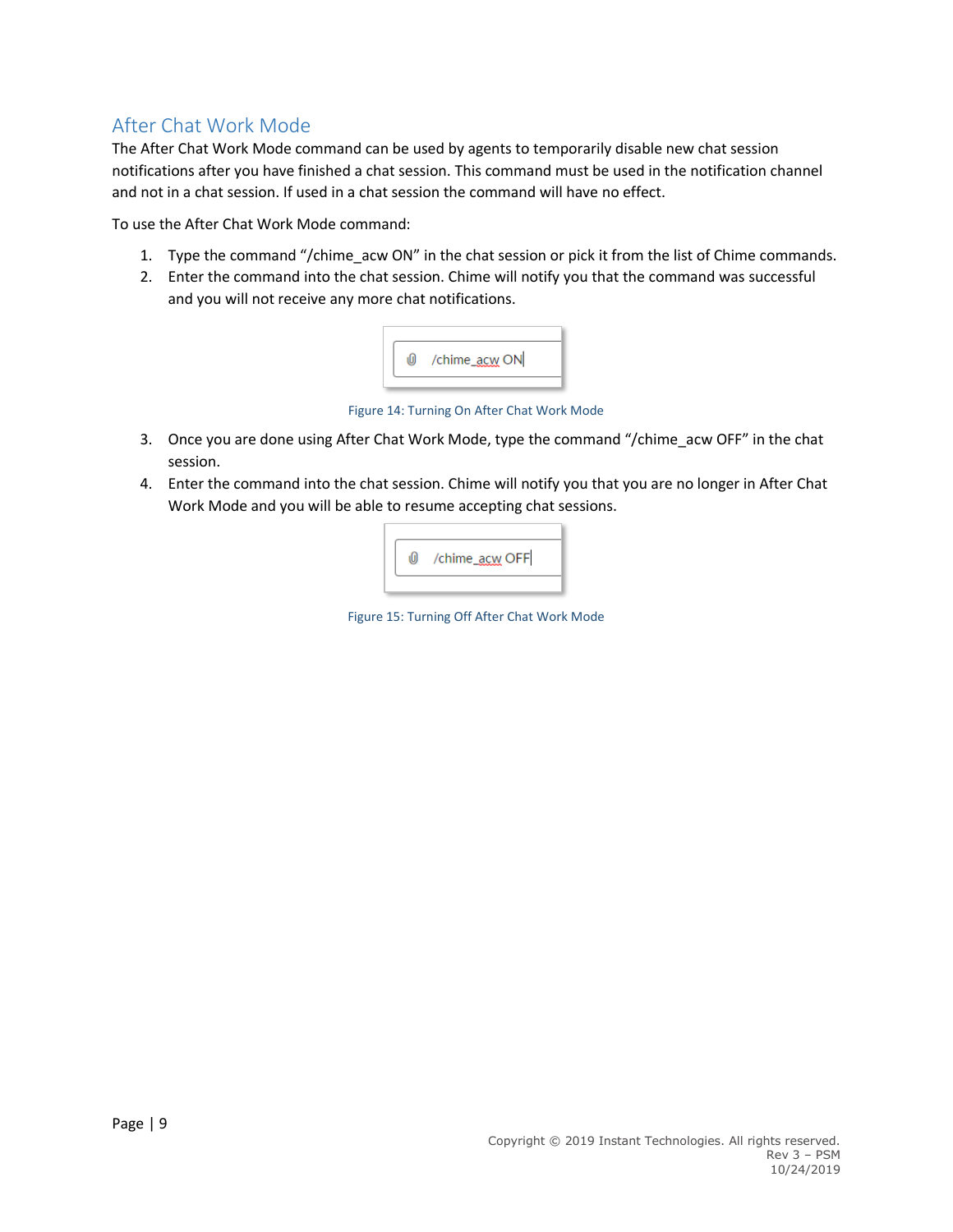## After Chat Work Mode

The After Chat Work Mode command can be used by agents to temporarily disable new chat session notifications after you have finished a chat session. This command must be used in the notification channel and not in a chat session. If used in a chat session the command will have no effect.

To use the After Chat Work Mode command:

1. Type the command "/chime_acw ON" in the chat session or pick it from the list of Chime commands.
2. Enter the command into the chat session. Chime will notify you that the command was successful and you will not receive any more chat notifications.

Figure 14: Turning On After Chat Work Mode

3. Once you are done using After Chat Work Mode, type the command "/chime_acw OFF" in the chat session.
4. Enter the command into the chat session. Chime will notify you that you are no longer in After Chat Work Mode and you will be able to resume accepting chat sessions.

Figure 15: Turning Off After Chat Work Mode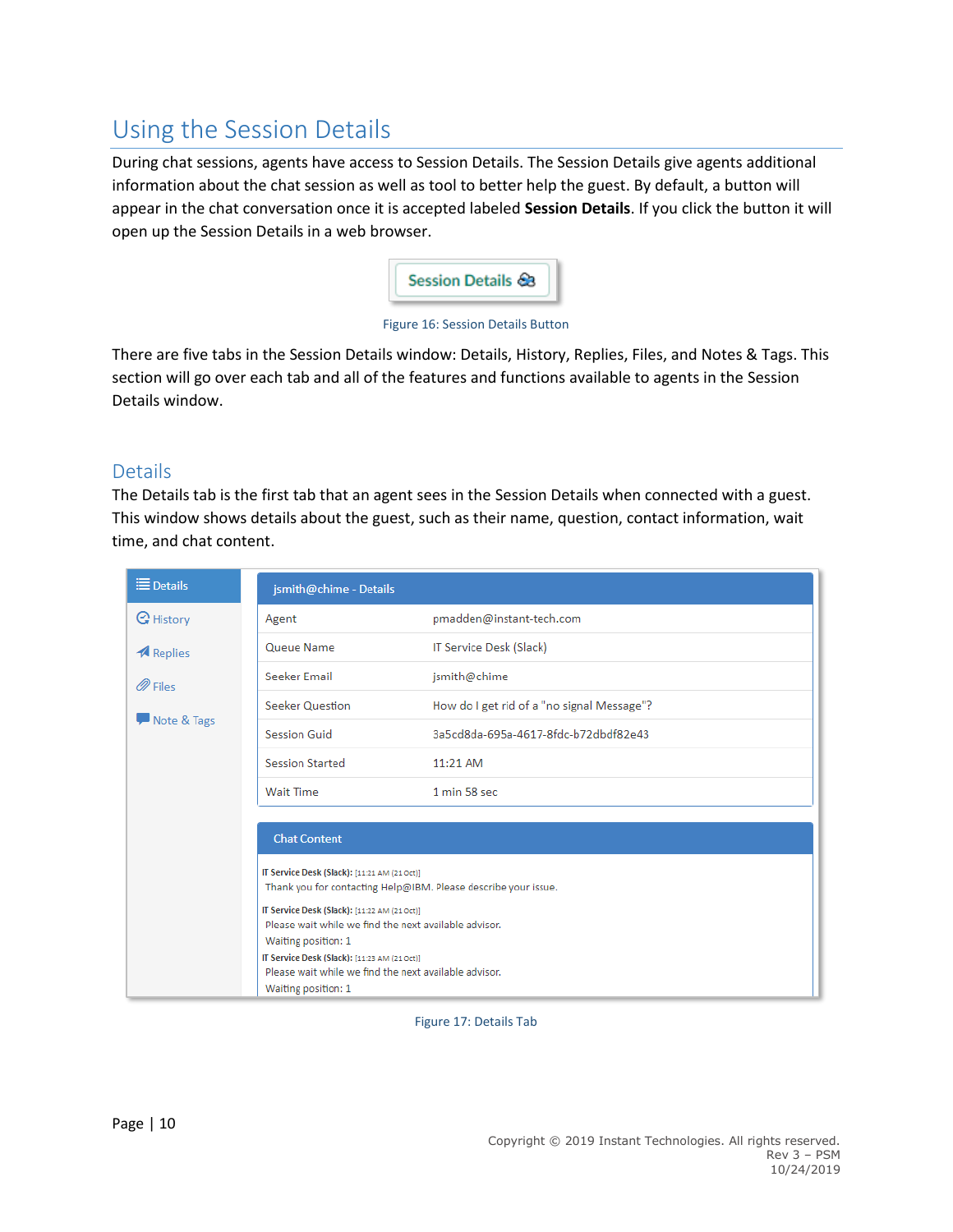# Using the Session Details

During chat sessions, agents have access to Session Details. The Session Details give agents additional information about the chat session as well as tool to better help the guest. By default, a button will appear in the chat conversation once it is accepted labeled **Session Details**. If you click the button it will open up the Session Details in a web browser.

Figure 16: Session Details Button

There are five tabs in the Session Details window: Details, History, Replies, Files, and Notes & Tags. This section will go over each tab and all of the features and functions available to agents in the Session Details window.

## Details

The Details tab is the first tab that an agent sees in the Session Details when connected with a guest. This window shows details about the guest, such as their name, question, contact information, wait time, and chat content.

Figure 17: Details Tab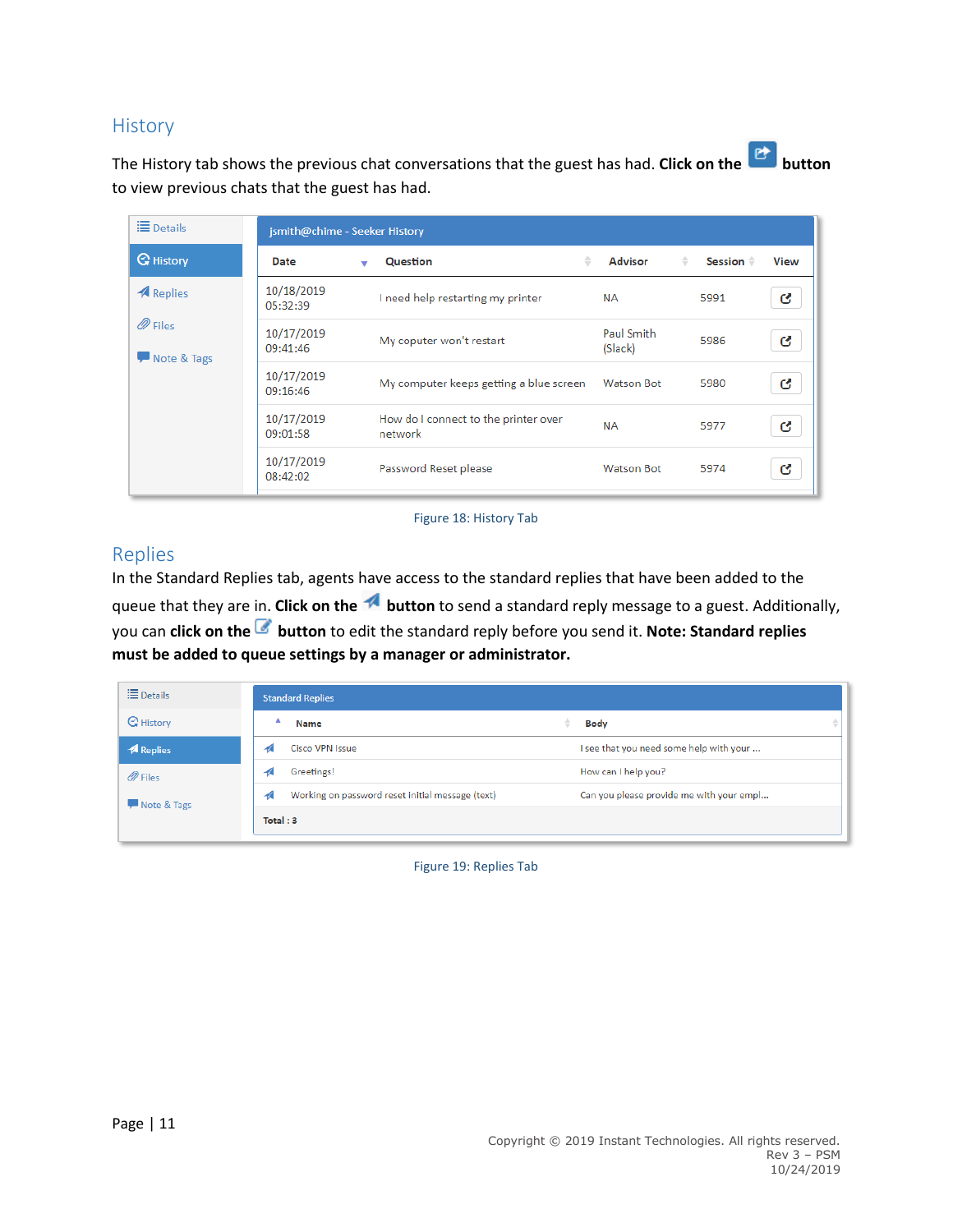## History

The History tab shows the previous chat conversations that the guest has had. **Click on the button** to view previous chats that the guest has had.

jsmith@chime - Seeker History

| Date | Question | Advisor | Session | View |
|---|---|---|---|---|
| 10/18/2019 05:32:39 | I need help restarting my printer | NA | 5991 | |
| 10/17/2019 09:41:46 | My coputer won't restart | Paul Smith (Slack) | 5986 | |
| 10/17/2019 09:16:46 | My computer keeps getting a blue screen | Watson Bot | 5980 | |
| 10/17/2019 09:01:58 | How do I connect to the printer over network | NA | 5977 | |
| 10/17/2019 08:42:02 | Password Reset please | Watson Bot | 5974 | |

Figure 18: History Tab

## Replies

In the Standard Replies tab, agents have access to the standard replies that have been added to the queue that they are in. **Click on the button** to send a standard reply message to a guest. Additionally, you can **click on the button** to edit the standard reply before you send it. **Note: Standard replies must be added to queue settings by a manager or administrator.**

Standard Replies

| Name | Body |
|---|---|
| Cisco VPN Issue | I see that you need some help with your ... |
| Greetings! | How can I help you? |
| Working on password reset initial message (text) | Can you please provide me with your empl... |

Total : 3

Figure 19: Replies Tab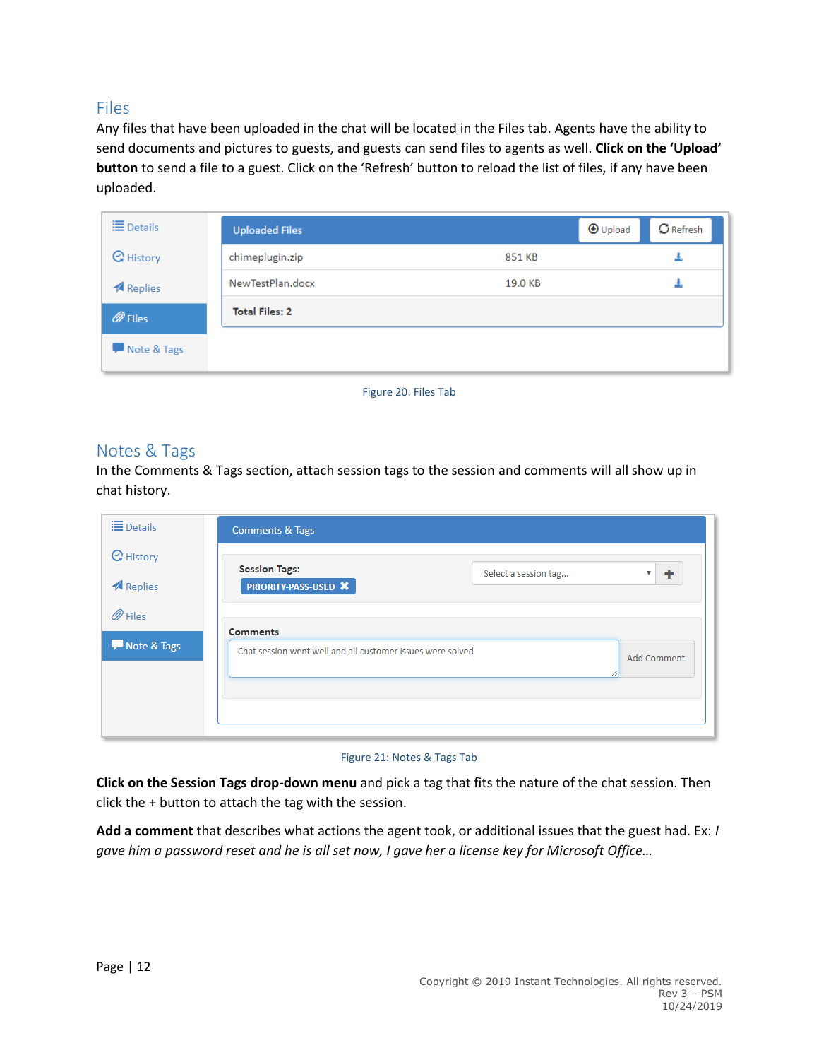## Files

Any files that have been uploaded in the chat will be located in the Files tab. Agents have the ability to send documents and pictures to guests, and guests can send files to agents as well. **Click on the 'Upload' button** to send a file to a guest. Click on the 'Refresh' button to reload the list of files, if any have been uploaded.

Figure 20: Files Tab

## Notes & Tags

In the Comments & Tags section, attach session tags to the session and comments will all show up in chat history.

Figure 21: Notes & Tags Tab

**Click on the Session Tags drop-down menu** and pick a tag that fits the nature of the chat session. Then click the + button to attach the tag with the session.

**Add a comment** that describes what actions the agent took, or additional issues that the guest had. Ex: *I gave him a password reset and he is all set now, I gave her a license key for Microsoft Office…*

Copyright © 2019 Instant Technologies. All rights reserved.
Rev 3 – PSM
10/24/2019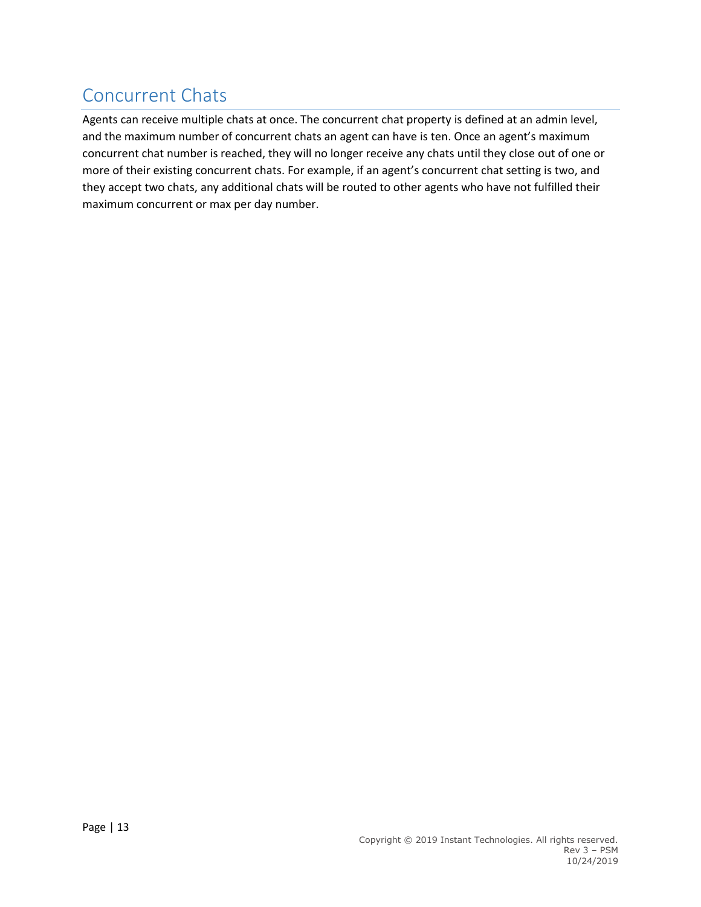## Concurrent Chats

Agents can receive multiple chats at once. The concurrent chat property is defined at an admin level, and the maximum number of concurrent chats an agent can have is ten. Once an agent's maximum concurrent chat number is reached, they will no longer receive any chats until they close out of one or more of their existing concurrent chats. For example, if an agent's concurrent chat setting is two, and they accept two chats, any additional chats will be routed to other agents who have not fulfilled their maximum concurrent or max per day number.